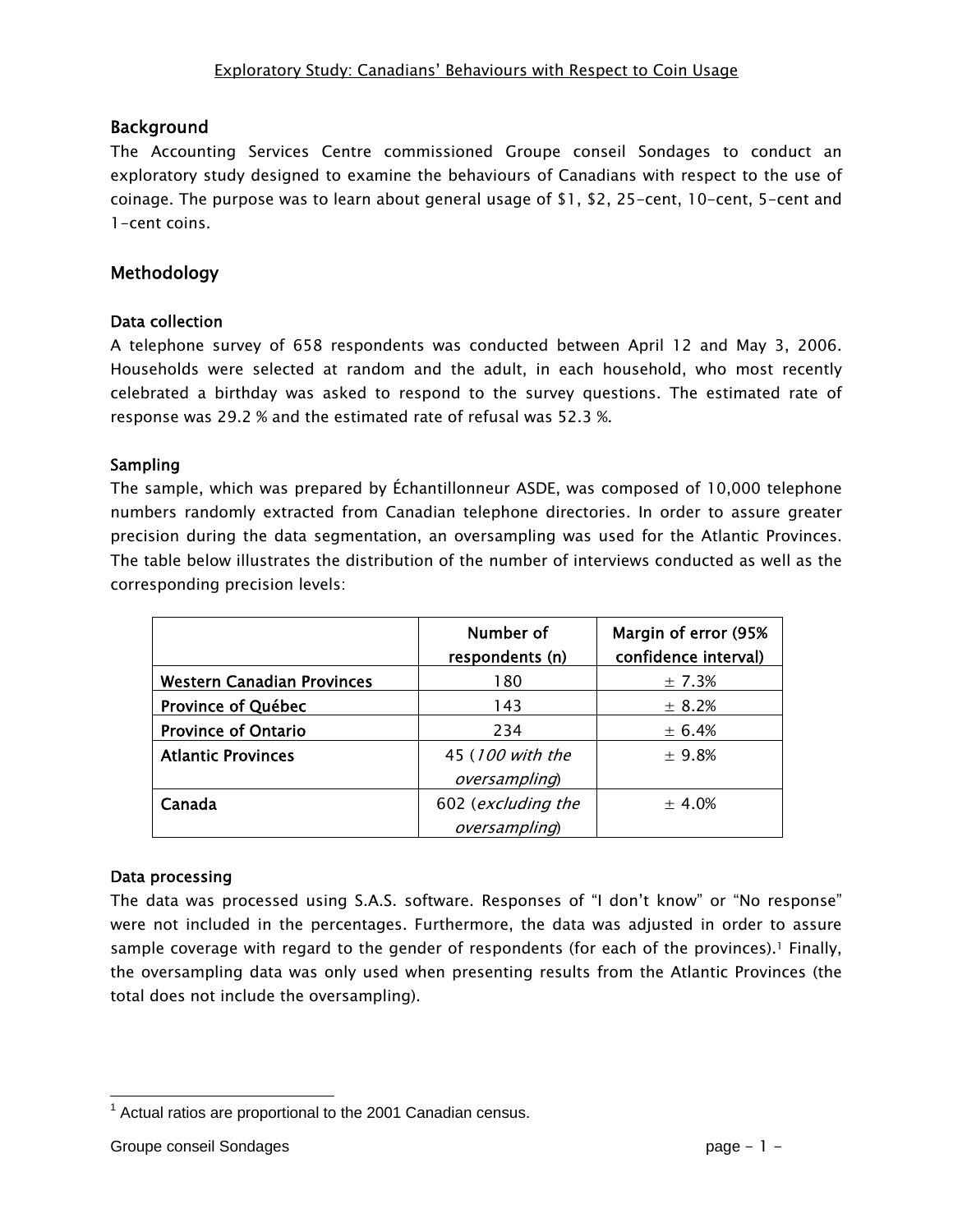# Exploratory Study: Canadians' Behaviours with Respect to Coin Usage

## Background

The Accounting Services Centre commissioned Groupe conseil Sondages to conduct an exploratory study designed to examine the behaviours of Canadians with respect to the use of coinage. The purpose was to learn about general usage of $1, $2, 25-cent, 10-cent, 5-cent and 1-cent coins.

## Methodology

### Data collection

A telephone survey of 658 respondents was conducted between April 12 and May 3, 2006. Households were selected at random and the adult, in each household, who most recently celebrated a birthday was asked to respond to the survey questions. The estimated rate of response was 29.2 % and the estimated rate of refusal was 52.3 %.

### Sampling

The sample, which was prepared by Échantillonneur ASDE, was composed of 10,000 telephone numbers randomly extracted from Canadian telephone directories. In order to assure greater precision during the data segmentation, an oversampling was used for the Atlantic Provinces. The table below illustrates the distribution of the number of interviews conducted as well as the corresponding precision levels:

| | Number of respondents (n) | Margin of error (95% confidence interval) |
|---|---|---|
| **Western Canadian Provinces** | 180 | ± 7.3% |
| **Province of Québec** | 143 | ± 8.2% |
| **Province of Ontario** | 234 | ± 6.4% |
| **Atlantic Provinces** | 45 (*100 with the oversampling*) | ± 9.8% |
| **Canada** | 602 (*excluding the oversampling*) | ± 4.0% |

### Data processing

The data was processed using S.A.S. software. Responses of "I don't know" or "No response" were not included in the percentages. Furthermore, the data was adjusted in order to assure sample coverage with regard to the gender of respondents (for each of the provinces).[1] Finally, the oversampling data was only used when presenting results from the Atlantic Provinces (the total does not include the oversampling).

[1] Actual ratios are proportional to the 2001 Canadian census.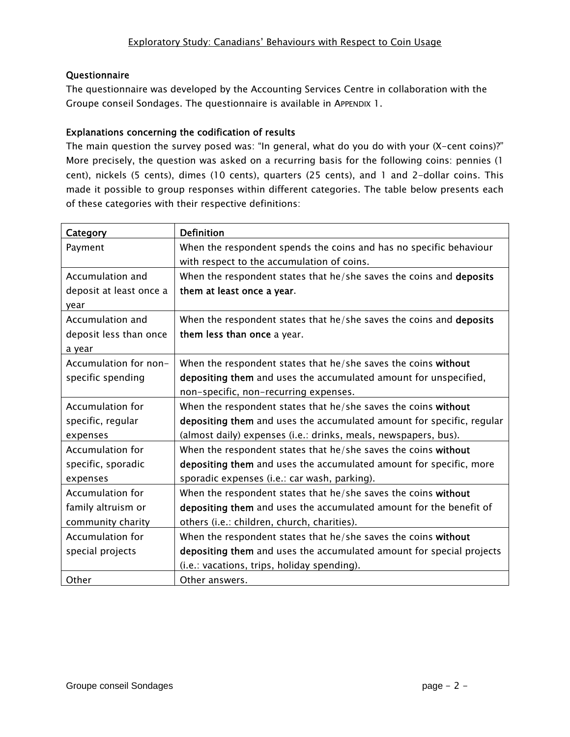**Questionnaire**

The questionnaire was developed by the Accounting Services Centre in collaboration with the Groupe conseil Sondages. The questionnaire is available in APPENDIX 1.

**Explanations concerning the codification of results**

The main question the survey posed was: "In general, what do you do with your (X-cent coins)?" More precisely, the question was asked on a recurring basis for the following coins: pennies (1 cent), nickels (5 cents), dimes (10 cents), quarters (25 cents), and 1 and 2-dollar coins. This made it possible to group responses within different categories. The table below presents each of these categories with their respective definitions:

| Category | Definition |
|---|---|
| Payment | When the respondent spends the coins and has no specific behaviour with respect to the accumulation of coins. |
| Accumulation and deposit at least once a year | When the respondent states that he/she saves the coins and **deposits them at least once a year**. |
| Accumulation and deposit less than once a year | When the respondent states that he/she saves the coins and **deposits them less than once** a year. |
| Accumulation for non-specific spending | When the respondent states that he/she saves the coins **without depositing them** and uses the accumulated amount for unspecified, non-specific, non-recurring expenses. |
| Accumulation for specific, regular expenses | When the respondent states that he/she saves the coins **without depositing them** and uses the accumulated amount for specific, regular (almost daily) expenses (i.e.: drinks, meals, newspapers, bus). |
| Accumulation for specific, sporadic expenses | When the respondent states that he/she saves the coins **without depositing them** and uses the accumulated amount for specific, more sporadic expenses (i.e.: car wash, parking). |
| Accumulation for family altruism or community charity | When the respondent states that he/she saves the coins **without depositing them** and uses the accumulated amount for the benefit of others (i.e.: children, church, charities). |
| Accumulation for special projects | When the respondent states that he/she saves the coins **without depositing them** and uses the accumulated amount for special projects (i.e.: vacations, trips, holiday spending). |
| Other | Other answers. |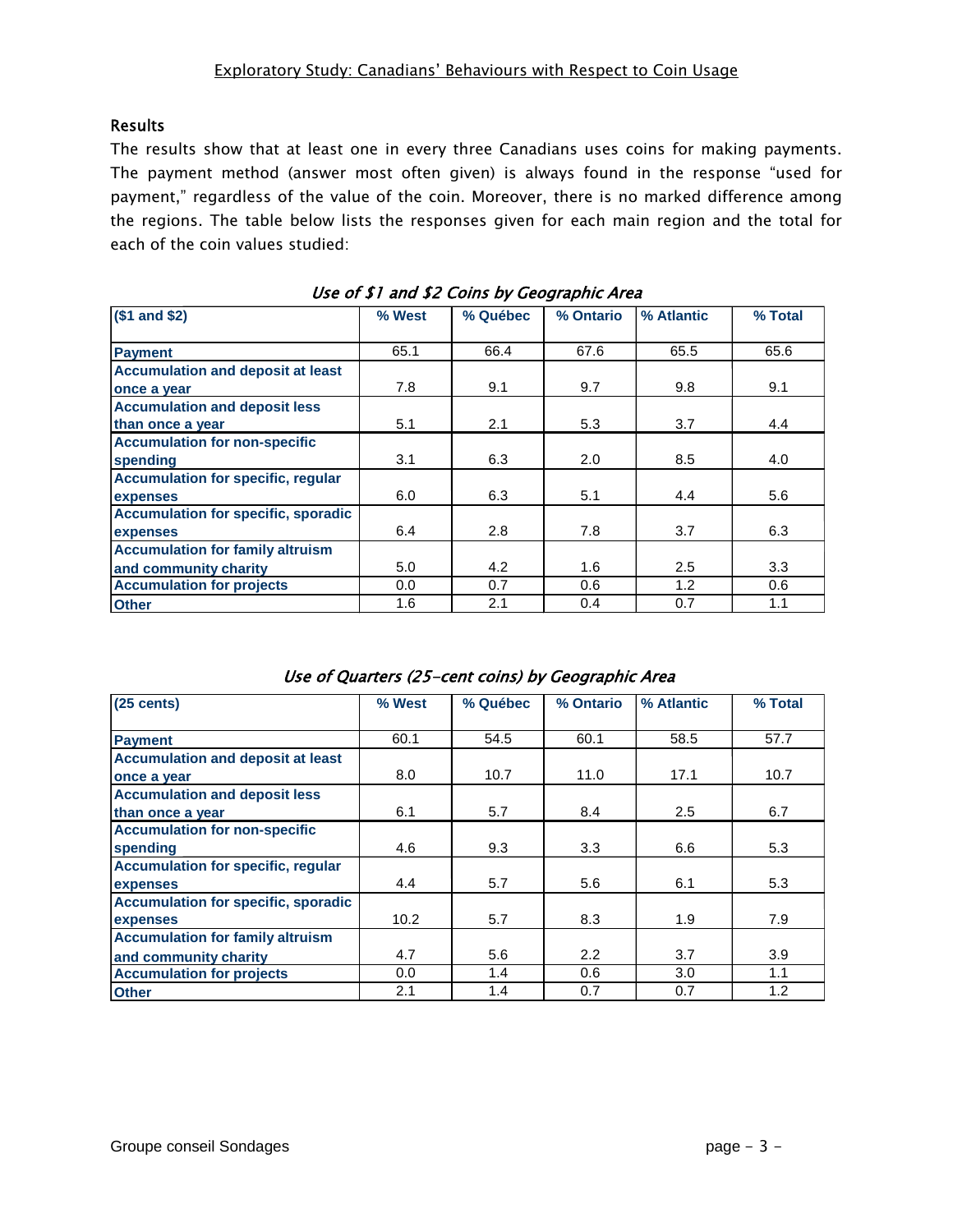## Results

The results show that at least one in every three Canadians uses coins for making payments. The payment method (answer most often given) is always found in the response "used for payment," regardless of the value of the coin. Moreover, there is no marked difference among the regions. The table below lists the responses given for each main region and the total for each of the coin values studied:

*Use of $1 and $2 Coins by Geographic Area*

| ($1 and $2) | % West | % Québec | % Ontario | % Atlantic | % Total |
|---|---|---|---|---|---|
| Payment | 65.1 | 66.4 | 67.6 | 65.5 | 65.6 |
| Accumulation and deposit at least once a year | 7.8 | 9.1 | 9.7 | 9.8 | 9.1 |
| Accumulation and deposit less than once a year | 5.1 | 2.1 | 5.3 | 3.7 | 4.4 |
| Accumulation for non-specific spending | 3.1 | 6.3 | 2.0 | 8.5 | 4.0 |
| Accumulation for specific, regular expenses | 6.0 | 6.3 | 5.1 | 4.4 | 5.6 |
| Accumulation for specific, sporadic expenses | 6.4 | 2.8 | 7.8 | 3.7 | 6.3 |
| Accumulation for family altruism and community charity | 5.0 | 4.2 | 1.6 | 2.5 | 3.3 |
| Accumulation for projects | 0.0 | 0.7 | 0.6 | 1.2 | 0.6 |
| Other | 1.6 | 2.1 | 0.4 | 0.7 | 1.1 |

*Use of Quarters (25-cent coins) by Geographic Area*

| (25 cents) | % West | % Québec | % Ontario | % Atlantic | % Total |
|---|---|---|---|---|---|
| Payment | 60.1 | 54.5 | 60.1 | 58.5 | 57.7 |
| Accumulation and deposit at least once a year | 8.0 | 10.7 | 11.0 | 17.1 | 10.7 |
| Accumulation and deposit less than once a year | 6.1 | 5.7 | 8.4 | 2.5 | 6.7 |
| Accumulation for non-specific spending | 4.6 | 9.3 | 3.3 | 6.6 | 5.3 |
| Accumulation for specific, regular expenses | 4.4 | 5.7 | 5.6 | 6.1 | 5.3 |
| Accumulation for specific, sporadic expenses | 10.2 | 5.7 | 8.3 | 1.9 | 7.9 |
| Accumulation for family altruism and community charity | 4.7 | 5.6 | 2.2 | 3.7 | 3.9 |
| Accumulation for projects | 0.0 | 1.4 | 0.6 | 3.0 | 1.1 |
| Other | 2.1 | 1.4 | 0.7 | 0.7 | 1.2 |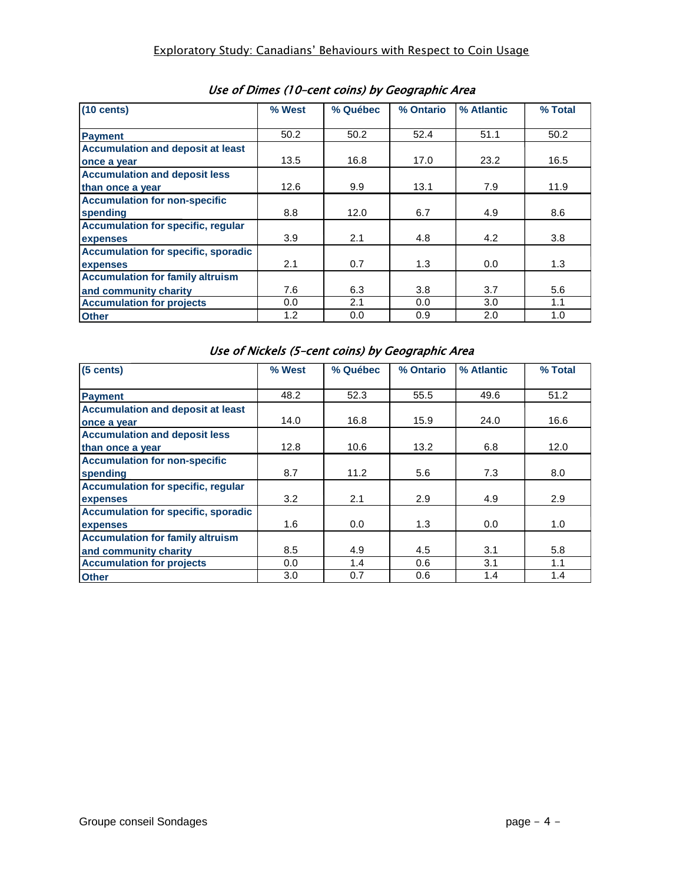### *Use of Dimes (10-cent coins) by Geographic Area*

| (10 cents) | % West | % Québec | % Ontario | % Atlantic | % Total |
|---|---|---|---|---|---|
| Payment | 50.2 | 50.2 | 52.4 | 51.1 | 50.2 |
| Accumulation and deposit at least once a year | 13.5 | 16.8 | 17.0 | 23.2 | 16.5 |
| Accumulation and deposit less than once a year | 12.6 | 9.9 | 13.1 | 7.9 | 11.9 |
| Accumulation for non-specific spending | 8.8 | 12.0 | 6.7 | 4.9 | 8.6 |
| Accumulation for specific, regular expenses | 3.9 | 2.1 | 4.8 | 4.2 | 3.8 |
| Accumulation for specific, sporadic expenses | 2.1 | 0.7 | 1.3 | 0.0 | 1.3 |
| Accumulation for family altruism and community charity | 7.6 | 6.3 | 3.8 | 3.7 | 5.6 |
| Accumulation for projects | 0.0 | 2.1 | 0.0 | 3.0 | 1.1 |
| Other | 1.2 | 0.0 | 0.9 | 2.0 | 1.0 |

### *Use of Nickels (5-cent coins) by Geographic Area*

| (5 cents) | % West | % Québec | % Ontario | % Atlantic | % Total |
|---|---|---|---|---|---|
| Payment | 48.2 | 52.3 | 55.5 | 49.6 | 51.2 |
| Accumulation and deposit at least once a year | 14.0 | 16.8 | 15.9 | 24.0 | 16.6 |
| Accumulation and deposit less than once a year | 12.8 | 10.6 | 13.2 | 6.8 | 12.0 |
| Accumulation for non-specific spending | 8.7 | 11.2 | 5.6 | 7.3 | 8.0 |
| Accumulation for specific, regular expenses | 3.2 | 2.1 | 2.9 | 4.9 | 2.9 |
| Accumulation for specific, sporadic expenses | 1.6 | 0.0 | 1.3 | 0.0 | 1.0 |
| Accumulation for family altruism and community charity | 8.5 | 4.9 | 4.5 | 3.1 | 5.8 |
| Accumulation for projects | 0.0 | 1.4 | 0.6 | 3.1 | 1.1 |
| Other | 3.0 | 0.7 | 0.6 | 1.4 | 1.4 |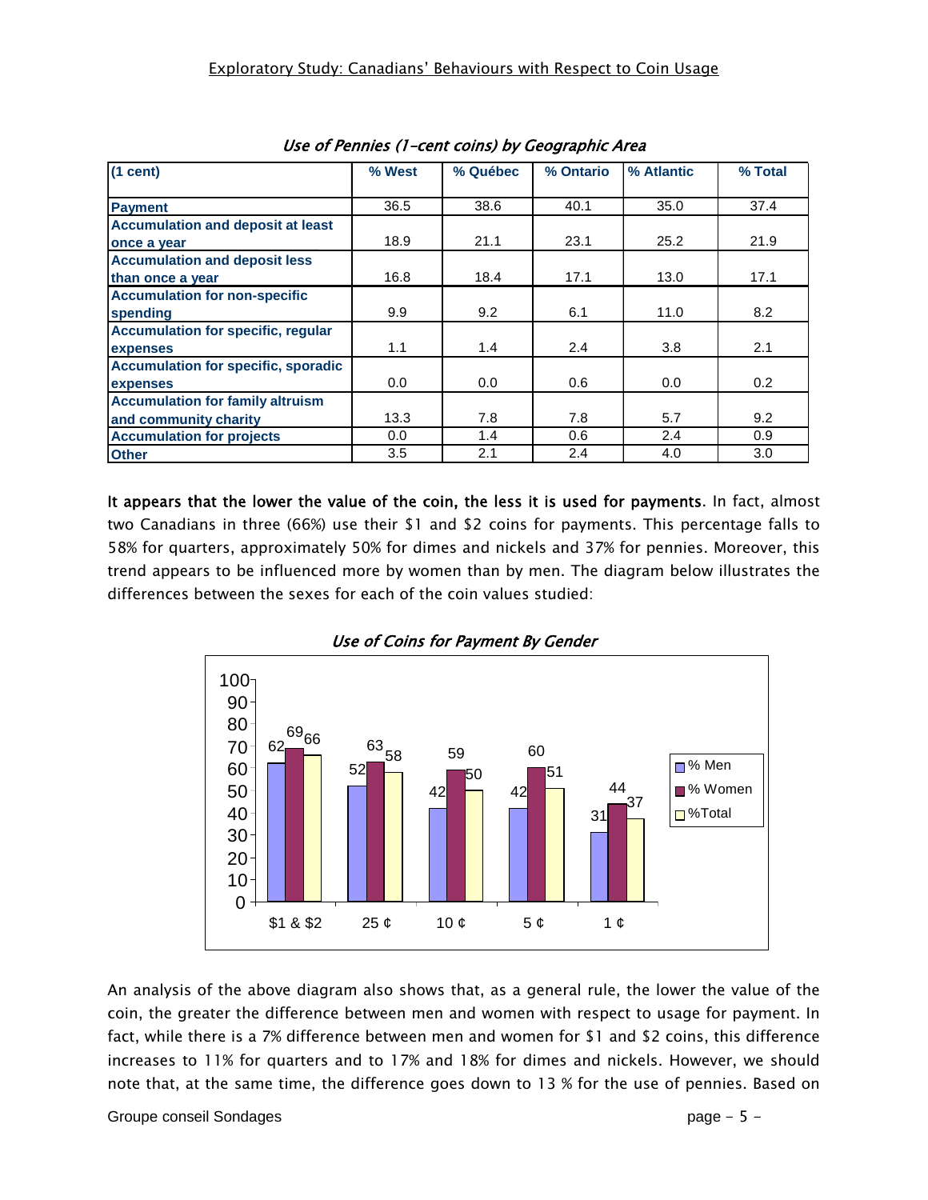*Use of Pennies (1-cent coins) by Geographic Area*

| (1 cent) | % West | % Québec | % Ontario | % Atlantic | % Total |
|---|---|---|---|---|---|
| Payment | 36.5 | 38.6 | 40.1 | 35.0 | 37.4 |
| Accumulation and deposit at least once a year | 18.9 | 21.1 | 23.1 | 25.2 | 21.9 |
| Accumulation and deposit less than once a year | 16.8 | 18.4 | 17.1 | 13.0 | 17.1 |
| Accumulation for non-specific spending | 9.9 | 9.2 | 6.1 | 11.0 | 8.2 |
| Accumulation for specific, regular expenses | 1.1 | 1.4 | 2.4 | 3.8 | 2.1 |
| Accumulation for specific, sporadic expenses | 0.0 | 0.0 | 0.6 | 0.0 | 0.2 |
| Accumulation for family altruism and community charity | 13.3 | 7.8 | 7.8 | 5.7 | 9.2 |
| Accumulation for projects | 0.0 | 1.4 | 0.6 | 2.4 | 0.9 |
| Other | 3.5 | 2.1 | 2.4 | 4.0 | 3.0 |

**It appears that the lower the value of the coin, the less it is used for payments**. In fact, almost two Canadians in three (66%) use their $1 and $2 coins for payments. This percentage falls to 58% for quarters, approximately 50% for dimes and nickels and 37% for pennies. Moreover, this trend appears to be influenced more by women than by men. The diagram below illustrates the differences between the sexes for each of the coin values studied:

*Use of Coins for Payment By Gender*

| | $1 & $2 | 25 ¢ | 10 ¢ | 5 ¢ | 1 ¢ |
|---|---|---|---|---|---|
| % Men | 62 | 52 | 42 | 42 | 31 |
| % Women | 69 | 63 | 59 | 60 | 44 |
| %Total | 66 | 58 | 50 | 51 | 37 |

An analysis of the above diagram also shows that, as a general rule, the lower the value of the coin, the greater the difference between men and women with respect to usage for payment. In fact, while there is a 7% difference between men and women for $1 and $2 coins, this difference increases to 11% for quarters and to 17% and 18% for dimes and nickels. However, we should note that, at the same time, the difference goes down to 13 % for the use of pennies. Based on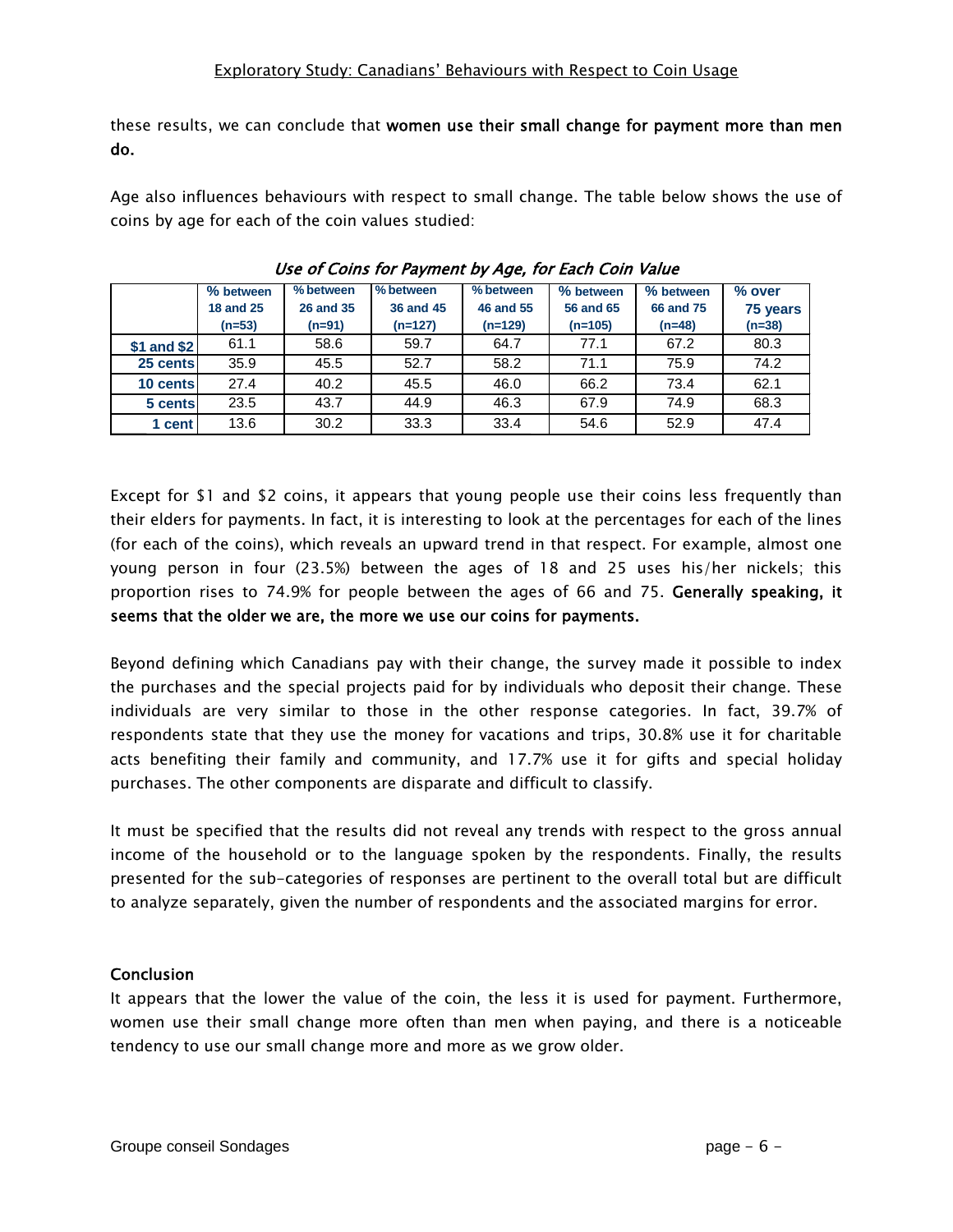these results, we can conclude that **women use their small change for payment more than men do.**

Age also influences behaviours with respect to small change. The table below shows the use of coins by age for each of the coin values studied:

*Use of Coins for Payment by Age, for Each Coin Value*

| | % between 18 and 25 (n=53) | % between 26 and 35 (n=91) | % between 36 and 45 (n=127) | % between 46 and 55 (n=129) | % between 56 and 65 (n=105) | % between 66 and 75 (n=48) | % over 75 years (n=38) |
|---|---|---|---|---|---|---|---|
| **$1 and $2** | 61.1 | 58.6 | 59.7 | 64.7 | 77.1 | 67.2 | 80.3 |
| **25 cents** | 35.9 | 45.5 | 52.7 | 58.2 | 71.1 | 75.9 | 74.2 |
| **10 cents** | 27.4 | 40.2 | 45.5 | 46.0 | 66.2 | 73.4 | 62.1 |
| **5 cents** | 23.5 | 43.7 | 44.9 | 46.3 | 67.9 | 74.9 | 68.3 |
| **1 cent** | 13.6 | 30.2 | 33.3 | 33.4 | 54.6 | 52.9 | 47.4 |

Except for $1 and $2 coins, it appears that young people use their coins less frequently than their elders for payments. In fact, it is interesting to look at the percentages for each of the lines (for each of the coins), which reveals an upward trend in that respect. For example, almost one young person in four (23.5%) between the ages of 18 and 25 uses his/her nickels; this proportion rises to 74.9% for people between the ages of 66 and 75. **Generally speaking, it seems that the older we are, the more we use our coins for payments.**

Beyond defining which Canadians pay with their change, the survey made it possible to index the purchases and the special projects paid for by individuals who deposit their change. These individuals are very similar to those in the other response categories. In fact, 39.7% of respondents state that they use the money for vacations and trips, 30.8% use it for charitable acts benefiting their family and community, and 17.7% use it for gifts and special holiday purchases. The other components are disparate and difficult to classify.

It must be specified that the results did not reveal any trends with respect to the gross annual income of the household or to the language spoken by the respondents. Finally, the results presented for the sub-categories of responses are pertinent to the overall total but are difficult to analyze separately, given the number of respondents and the associated margins for error.

## Conclusion

It appears that the lower the value of the coin, the less it is used for payment. Furthermore, women use their small change more often than men when paying, and there is a noticeable tendency to use our small change more and more as we grow older.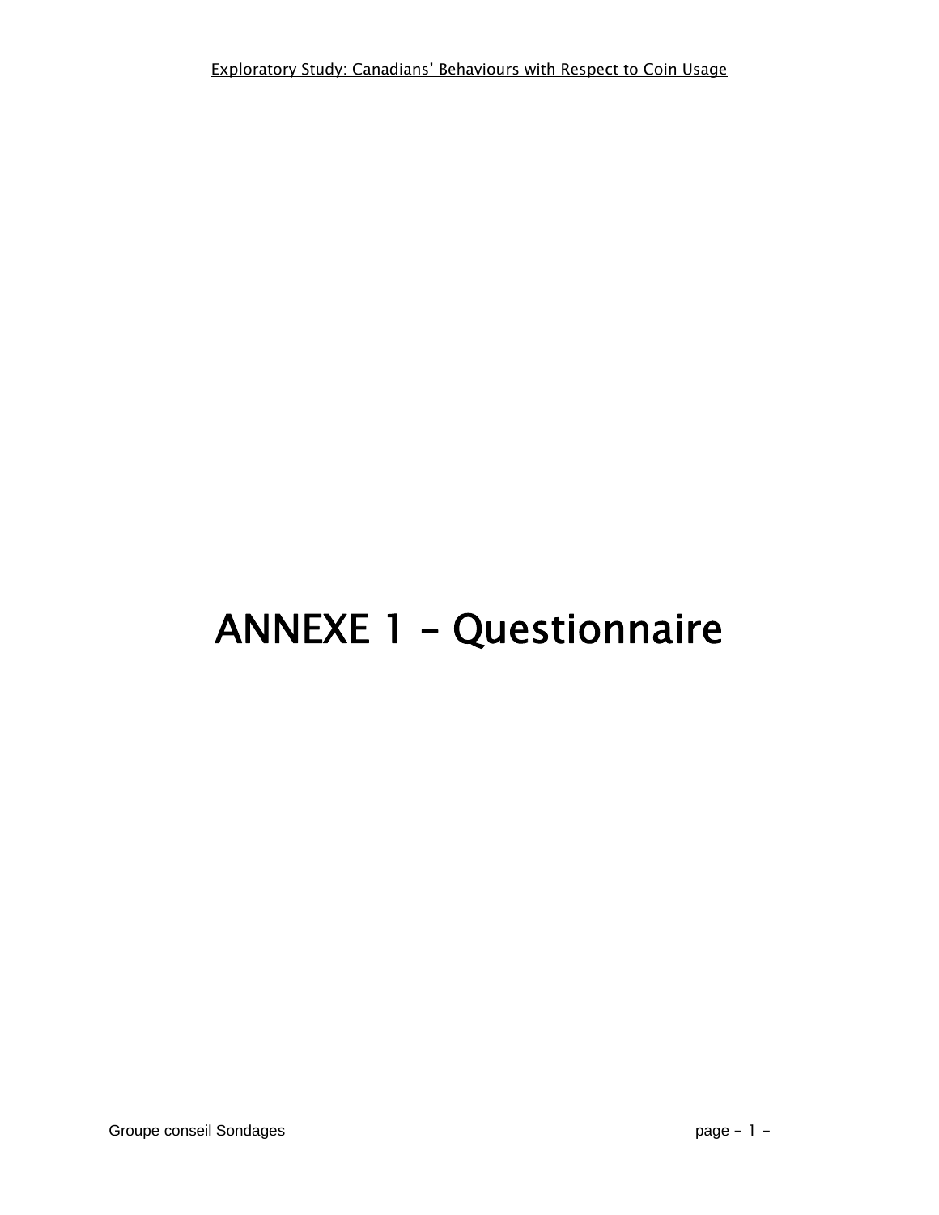# ANNEXE 1 – Questionnaire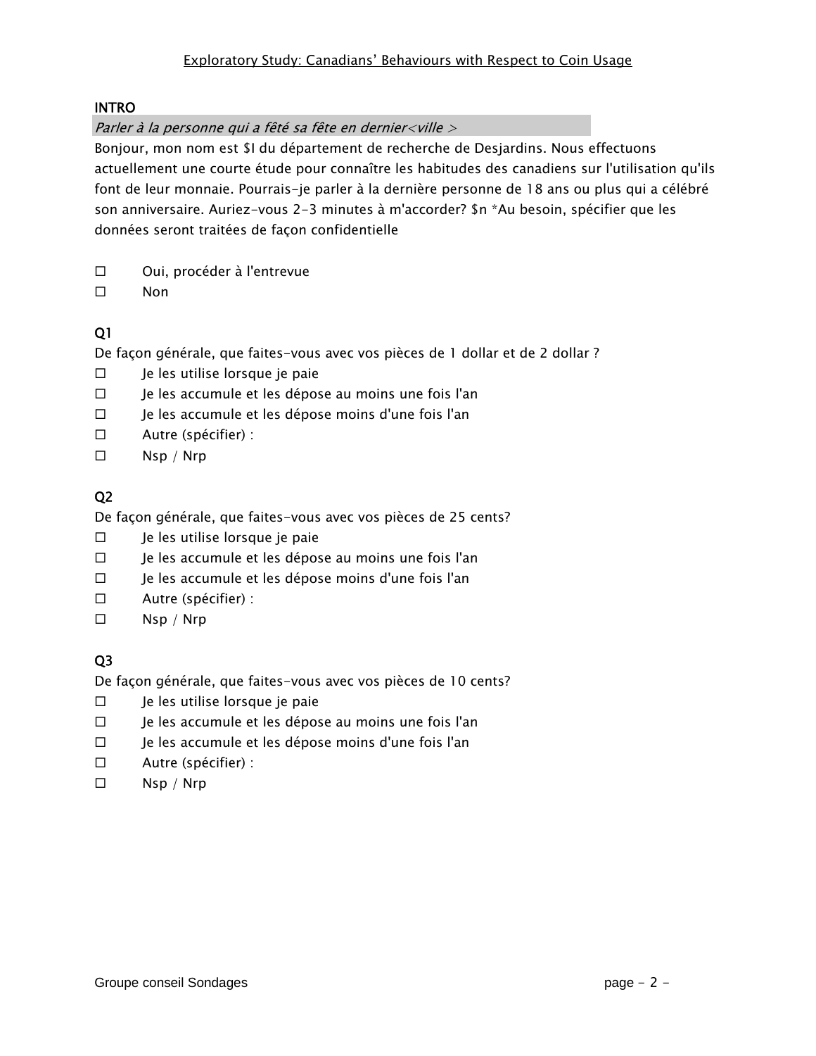Exploratory Study: Canadians' Behaviours with Respect to Coin Usage

## INTRO

*Parler à la personne qui a fêté sa fête en dernier<ville >*

Bonjour, mon nom est $I du département de recherche de Desjardins. Nous effectuons actuellement une courte étude pour connaître les habitudes des canadiens sur l'utilisation qu'ils font de leur monnaie. Pourrais-je parler à la dernière personne de 18 ans ou plus qui a célébré son anniversaire. Auriez-vous 2-3 minutes à m'accorder? $n *Au besoin, spécifier que les données seront traitées de façon confidentielle

- ☐ Oui, procéder à l'entrevue
- ☐ Non

## Q1

De façon générale, que faites-vous avec vos pièces de 1 dollar et de 2 dollar ?

- ☐ Je les utilise lorsque je paie
- ☐ Je les accumule et les dépose au moins une fois l'an
- ☐ Je les accumule et les dépose moins d'une fois l'an
- ☐ Autre (spécifier) :
- ☐ Nsp / Nrp

## Q2

De façon générale, que faites-vous avec vos pièces de 25 cents?

- ☐ Je les utilise lorsque je paie
- ☐ Je les accumule et les dépose au moins une fois l'an
- ☐ Je les accumule et les dépose moins d'une fois l'an
- ☐ Autre (spécifier) :
- ☐ Nsp / Nrp

## Q3

De façon générale, que faites-vous avec vos pièces de 10 cents?

- ☐ Je les utilise lorsque je paie
- ☐ Je les accumule et les dépose au moins une fois l'an
- ☐ Je les accumule et les dépose moins d'une fois l'an
- ☐ Autre (spécifier) :
- ☐ Nsp / Nrp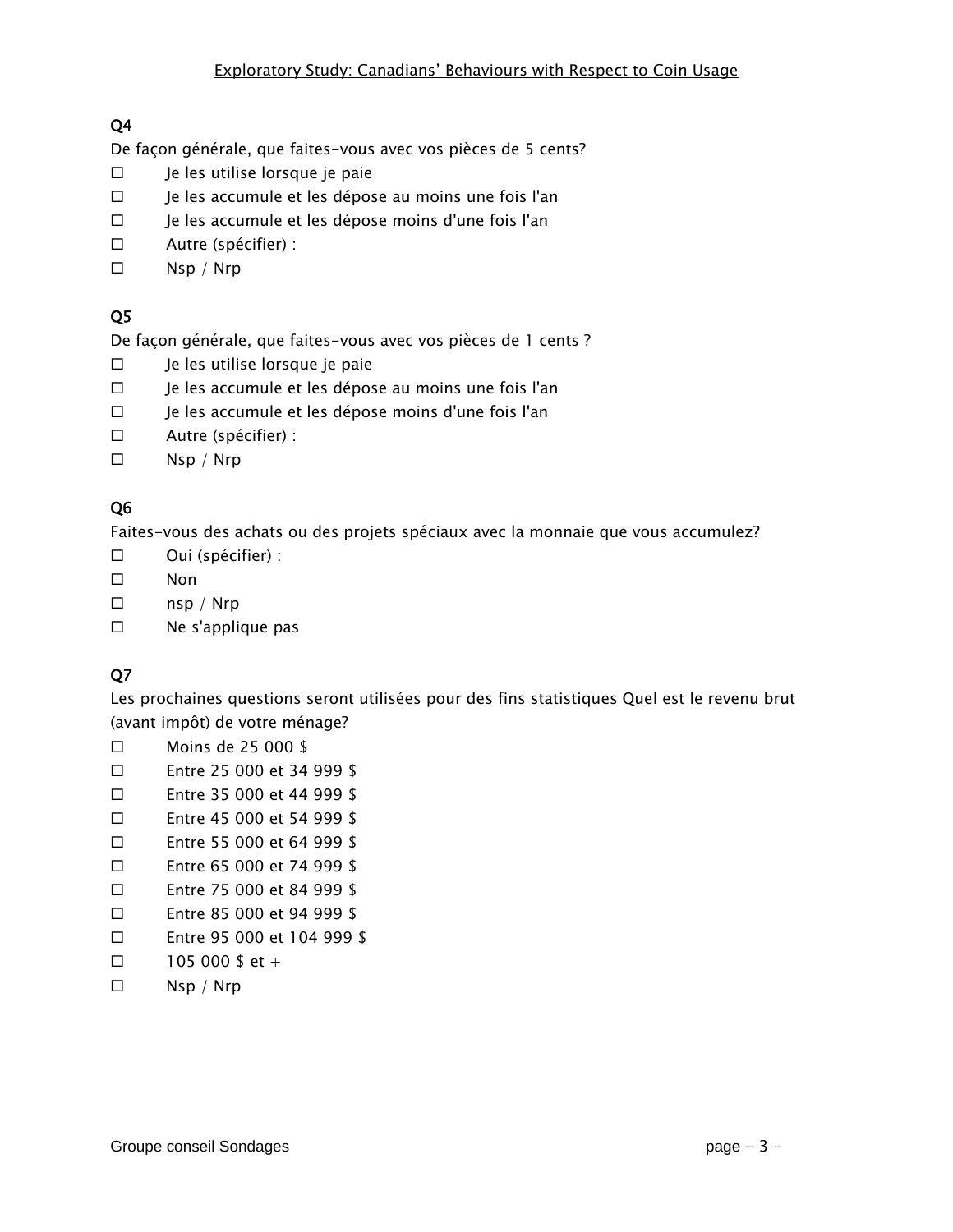### Q4

De façon générale, que faites-vous avec vos pièces de 5 cents?

- ☐ Je les utilise lorsque je paie
- ☐ Je les accumule et les dépose au moins une fois l'an
- ☐ Je les accumule et les dépose moins d'une fois l'an
- ☐ Autre (spécifier) :
- ☐ Nsp / Nrp

### Q5

De façon générale, que faites-vous avec vos pièces de 1 cents ?

- ☐ Je les utilise lorsque je paie
- ☐ Je les accumule et les dépose au moins une fois l'an
- ☐ Je les accumule et les dépose moins d'une fois l'an
- ☐ Autre (spécifier) :
- ☐ Nsp / Nrp

### Q6

Faites-vous des achats ou des projets spéciaux avec la monnaie que vous accumulez?

- ☐ Oui (spécifier) :
- ☐ Non
- ☐ nsp / Nrp
- ☐ Ne s'applique pas

### Q7

Les prochaines questions seront utilisées pour des fins statistiques Quel est le revenu brut (avant impôt) de votre ménage?

- ☐ Moins de 25 000 $
- ☐ Entre 25 000 et 34 999 $
- ☐ Entre 35 000 et 44 999 $
- ☐ Entre 45 000 et 54 999 $
- ☐ Entre 55 000 et 64 999 $
- ☐ Entre 65 000 et 74 999 $
- ☐ Entre 75 000 et 84 999 $
- ☐ Entre 85 000 et 94 999 $
- ☐ Entre 95 000 et 104 999 $
- ☐ 105 000 $ et +
- ☐ Nsp / Nrp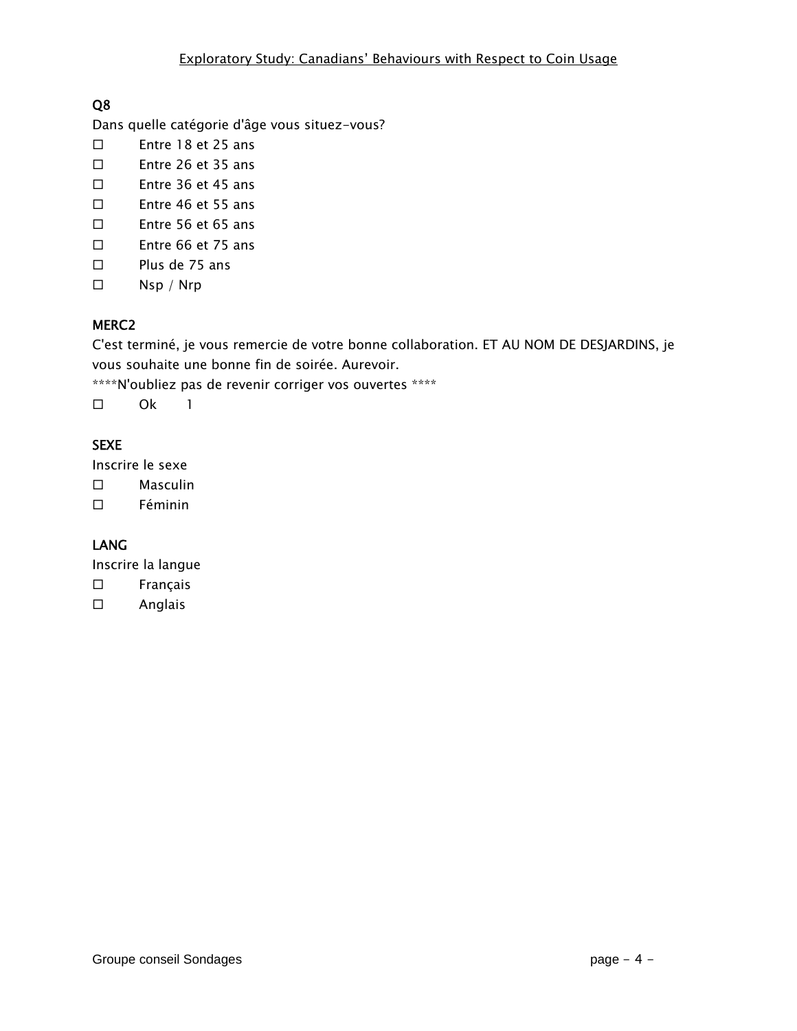### Q8

Dans quelle catégorie d'âge vous situez-vous?

☐ Entre 18 et 25 ans
☐ Entre 26 et 35 ans
☐ Entre 36 et 45 ans
☐ Entre 46 et 55 ans
☐ Entre 56 et 65 ans
☐ Entre 66 et 75 ans
☐ Plus de 75 ans
☐ Nsp / Nrp

### MERC2

C'est terminé, je vous remercie de votre bonne collaboration. ET AU NOM DE DESJARDINS, je vous souhaite une bonne fin de soirée. Aurevoir.

****N'oubliez pas de revenir corriger vos ouvertes ****

☐ Ok 1

### SEXE

Inscrire le sexe

☐ Masculin
☐ Féminin

### LANG

Inscrire la langue

☐ Français
☐ Anglais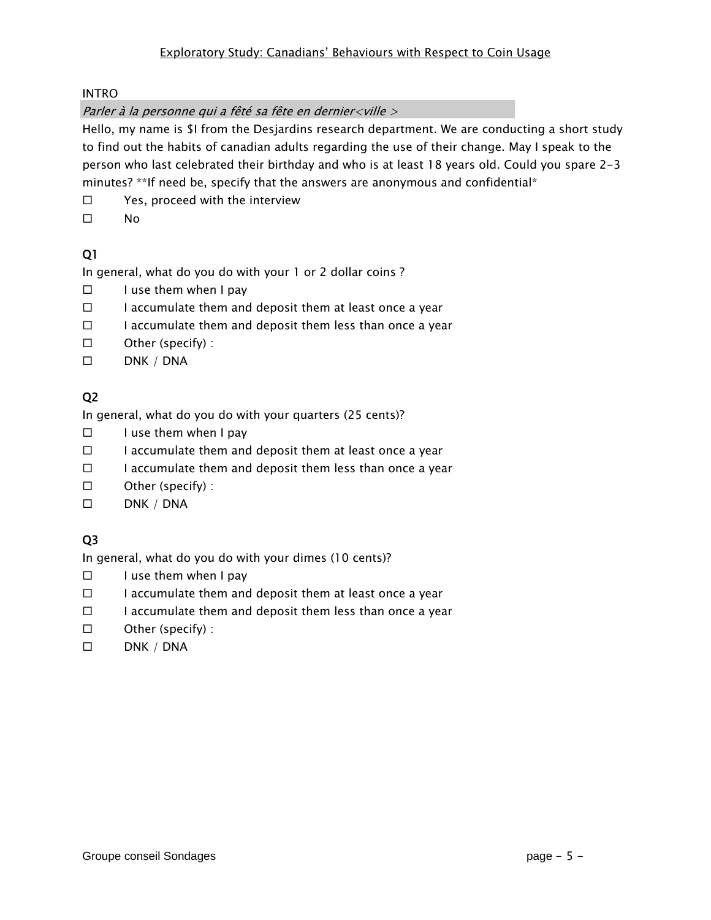# Exploratory Study: Canadians' Behaviours with Respect to Coin Usage

INTRO

*Parler à la personne qui a fêté sa fête en dernier<ville >*

Hello, my name is $I from the Desjardins research department. We are conducting a short study to find out the habits of canadian adults regarding the use of their change. May I speak to the person who last celebrated their birthday and who is at least 18 years old. Could you spare 2-3 minutes? **If need be, specify that the answers are anonymous and confidential*

- ☐ Yes, proceed with the interview
- ☐ No

## Q1

In general, what do you do with your 1 or 2 dollar coins ?

- ☐ I use them when I pay
- ☐ I accumulate them and deposit them at least once a year
- ☐ I accumulate them and deposit them less than once a year
- ☐ Other (specify) :
- ☐ DNK / DNA

## Q2

In general, what do you do with your quarters (25 cents)?

- ☐ I use them when I pay
- ☐ I accumulate them and deposit them at least once a year
- ☐ I accumulate them and deposit them less than once a year
- ☐ Other (specify) :
- ☐ DNK / DNA

## Q3

In general, what do you do with your dimes (10 cents)?

- ☐ I use them when I pay
- ☐ I accumulate them and deposit them at least once a year
- ☐ I accumulate them and deposit them less than once a year
- ☐ Other (specify) :
- ☐ DNK / DNA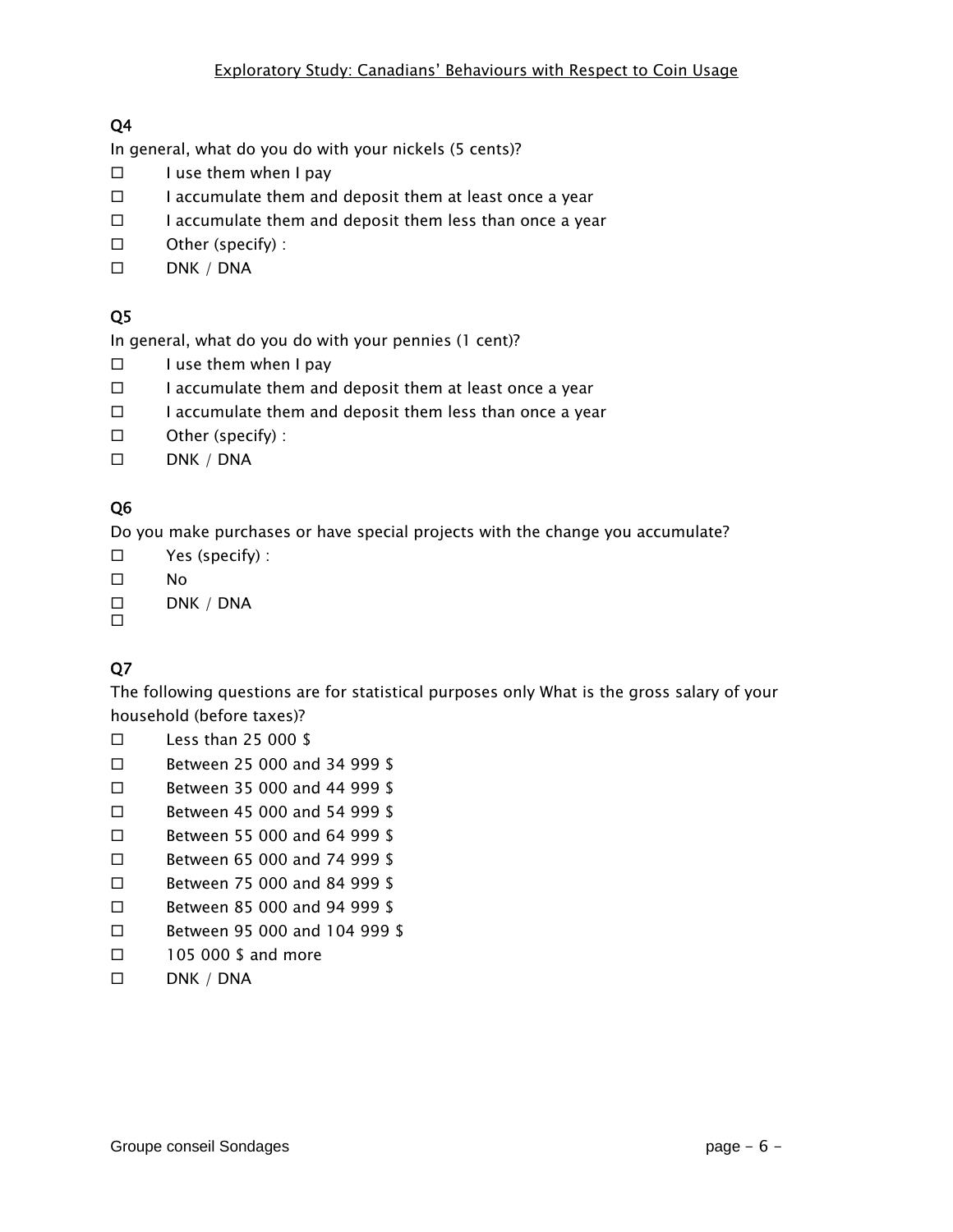### Q4

In general, what do you do with your nickels (5 cents)?

- ☐ I use them when I pay
- ☐ I accumulate them and deposit them at least once a year
- ☐ I accumulate them and deposit them less than once a year
- ☐ Other (specify) :
- ☐ DNK / DNA

### Q5

In general, what do you do with your pennies (1 cent)?

- ☐ I use them when I pay
- ☐ I accumulate them and deposit them at least once a year
- ☐ I accumulate them and deposit them less than once a year
- ☐ Other (specify) :
- ☐ DNK / DNA

### Q6

Do you make purchases or have special projects with the change you accumulate?

- ☐ Yes (specify) :
- ☐ No
- ☐ DNK / DNA
- ☐

### Q7

The following questions are for statistical purposes only What is the gross salary of your household (before taxes)?

- ☐ Less than 25 000 $
- ☐ Between 25 000 and 34 999 $
- ☐ Between 35 000 and 44 999 $
- ☐ Between 45 000 and 54 999 $
- ☐ Between 55 000 and 64 999 $
- ☐ Between 65 000 and 74 999 $
- ☐ Between 75 000 and 84 999 $
- ☐ Between 85 000 and 94 999 $
- ☐ Between 95 000 and 104 999 $
- ☐ 105 000 $ and more
- ☐ DNK / DNA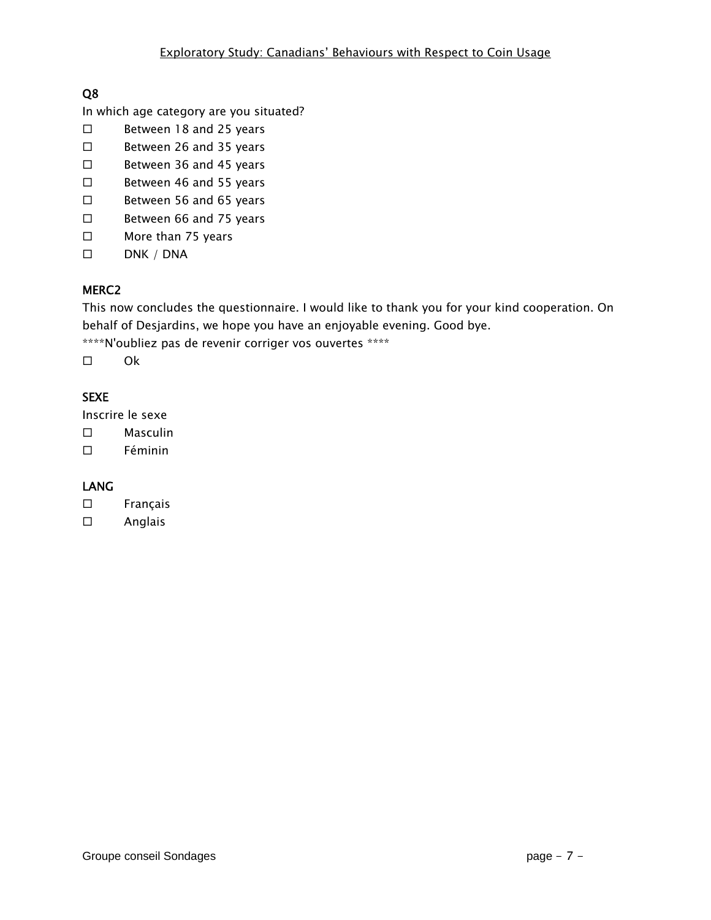**Q8**

In which age category are you situated?

- ☐ Between 18 and 25 years
- ☐ Between 26 and 35 years
- ☐ Between 36 and 45 years
- ☐ Between 46 and 55 years
- ☐ Between 56 and 65 years
- ☐ Between 66 and 75 years
- ☐ More than 75 years
- ☐ DNK / DNA

**MERC2**

This now concludes the questionnaire. I would like to thank you for your kind cooperation. On behalf of Desjardins, we hope you have an enjoyable evening. Good bye.

****N'oubliez pas de revenir corriger vos ouvertes ****

- ☐ Ok

**SEXE**

Inscrire le sexe

- ☐ Masculin
- ☐ Féminin

**LANG**

- ☐ Français
- ☐ Anglais